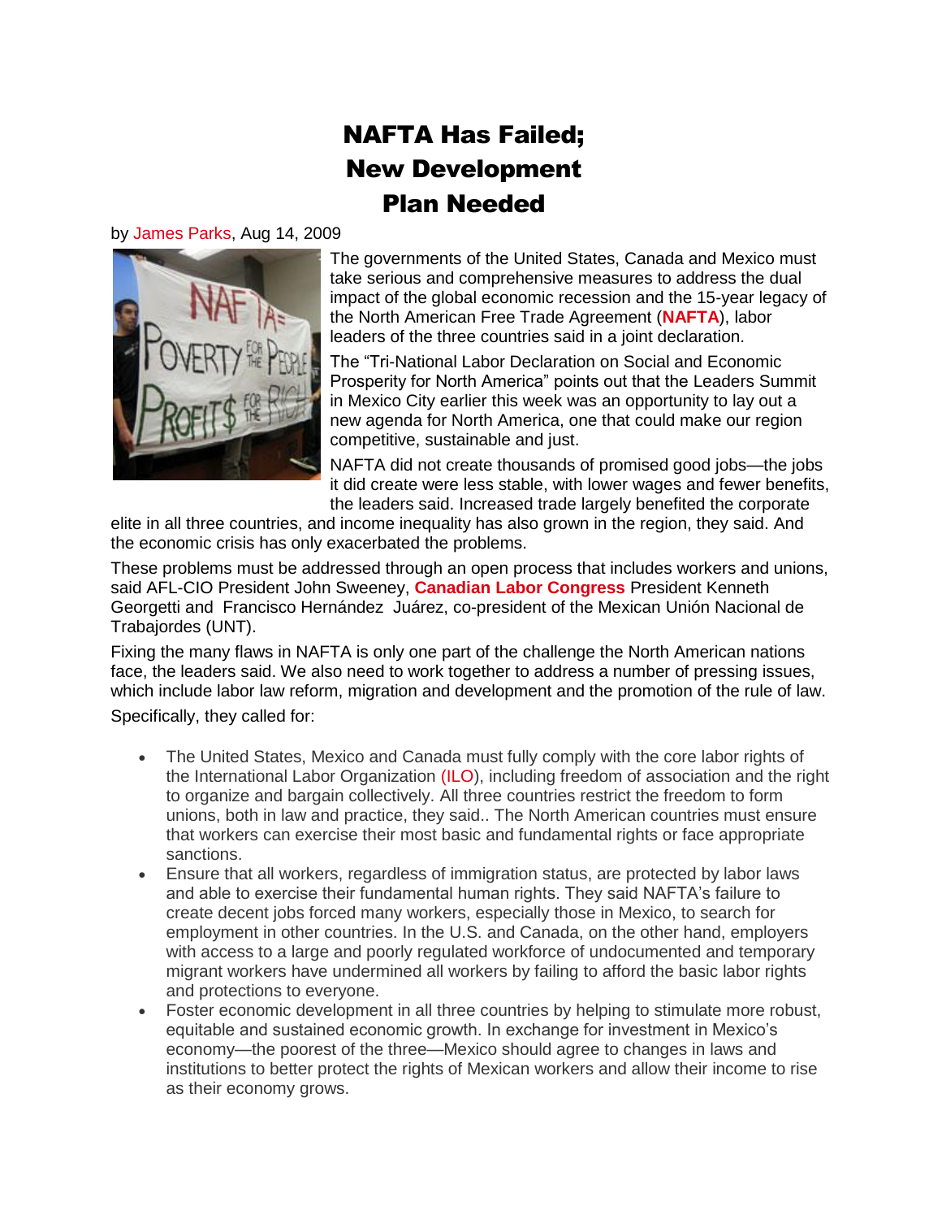# NAFTA Has Failed; New Development Plan Needed

by James Parks, Aug 14, 2009

The governments of the United States, Canada and Mexico must take serious and comprehensive measures to address the dual impact of the global economic recession and the 15-year legacy of the North American Free Trade Agreement (**NAFTA**), labor leaders of the three countries said in a joint declaration.

The "Tri-National Labor Declaration on Social and Economic Prosperity for North America" points out that the Leaders Summit in Mexico City earlier this week was an opportunity to lay out a new agenda for North America, one that could make our region competitive, sustainable and just.

NAFTA did not create thousands of promised good jobs—the jobs it did create were less stable, with lower wages and fewer benefits, the leaders said. Increased trade largely benefited the corporate elite in all three countries, and income inequality has also grown in the region, they said. And the economic crisis has only exacerbated the problems.

These problems must be addressed through an open process that includes workers and unions, said AFL-CIO President John Sweeney, **Canadian Labor Congress** President Kenneth Georgetti and Francisco Hernández Juárez, co-president of the Mexican Unión Nacional de Trabajordes (UNT).

Fixing the many flaws in NAFTA is only one part of the challenge the North American nations face, the leaders said. We also need to work together to address a number of pressing issues, which include labor law reform, migration and development and the promotion of the rule of law.

Specifically, they called for:

- The United States, Mexico and Canada must fully comply with the core labor rights of the International Labor Organization (ILO), including freedom of association and the right to organize and bargain collectively. All three countries restrict the freedom to form unions, both in law and practice, they said.. The North American countries must ensure that workers can exercise their most basic and fundamental rights or face appropriate sanctions.
- Ensure that all workers, regardless of immigration status, are protected by labor laws and able to exercise their fundamental human rights. They said NAFTA's failure to create decent jobs forced many workers, especially those in Mexico, to search for employment in other countries. In the U.S. and Canada, on the other hand, employers with access to a large and poorly regulated workforce of undocumented and temporary migrant workers have undermined all workers by failing to afford the basic labor rights and protections to everyone.
- Foster economic development in all three countries by helping to stimulate more robust, equitable and sustained economic growth. In exchange for investment in Mexico's economy—the poorest of the three—Mexico should agree to changes in laws and institutions to better protect the rights of Mexican workers and allow their income to rise as their economy grows.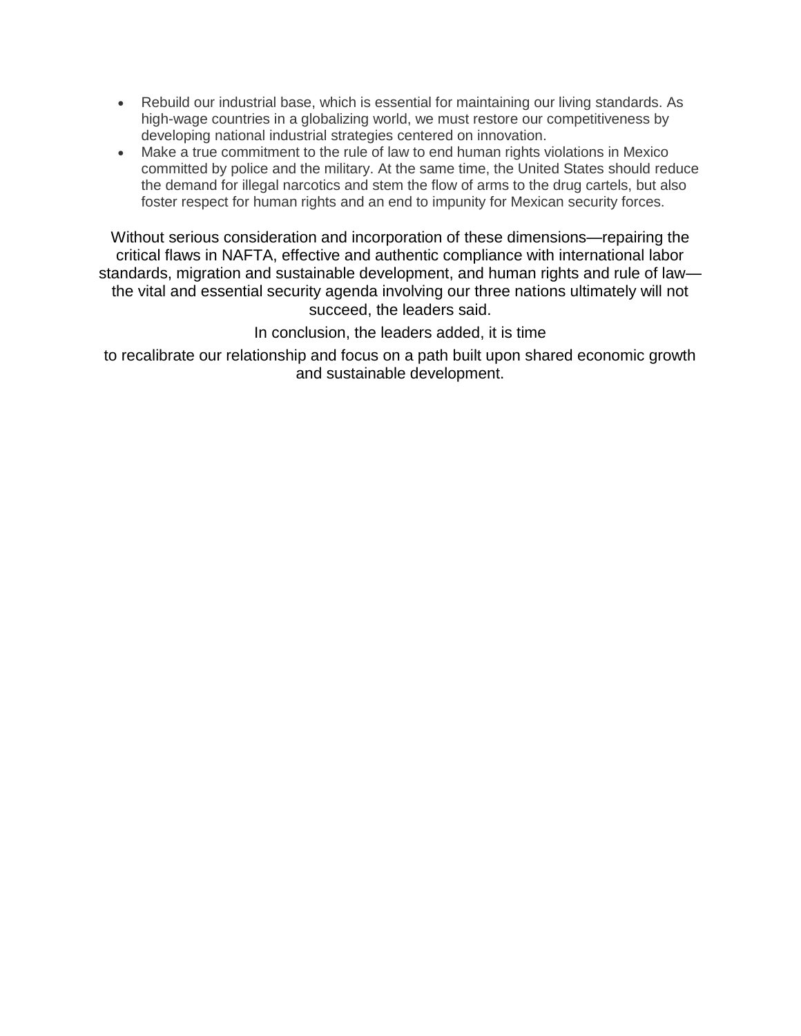- Rebuild our industrial base, which is essential for maintaining our living standards. As high-wage countries in a globalizing world, we must restore our competitiveness by developing national industrial strategies centered on innovation.
- Make a true commitment to the rule of law to end human rights violations in Mexico committed by police and the military. At the same time, the United States should reduce the demand for illegal narcotics and stem the flow of arms to the drug cartels, but also foster respect for human rights and an end to impunity for Mexican security forces.

Without serious consideration and incorporation of these dimensions—repairing the critical flaws in NAFTA, effective and authentic compliance with international labor standards, migration and sustainable development, and human rights and rule of law—the vital and essential security agenda involving our three nations ultimately will not succeed, the leaders said.

In conclusion, the leaders added, it is time

to recalibrate our relationship and focus on a path built upon shared economic growth and sustainable development.